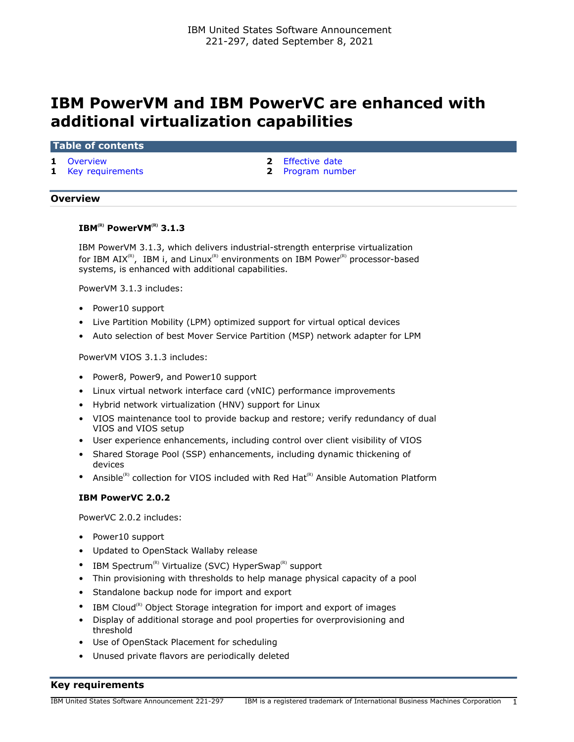IBM United States Software Announcement
221-297, dated September 8, 2021

# IBM PowerVM and IBM PowerVC are enhanced with additional virtualization capabilities

**Table of contents**

| | | | |
|---|---|---|---|
| 1 | Overview | 2 | Effective date |
| 1 | Key requirements | 2 | Program number |

## Overview

### IBM(R) PowerVM(R) 3.1.3

IBM PowerVM 3.1.3, which delivers industrial-strength enterprise virtualization for IBM AIX(R), IBM i, and Linux(R) environments on IBM Power(R) processor-based systems, is enhanced with additional capabilities.

PowerVM 3.1.3 includes:

- Power10 support
- Live Partition Mobility (LPM) optimized support for virtual optical devices
- Auto selection of best Mover Service Partition (MSP) network adapter for LPM

PowerVM VIOS 3.1.3 includes:

- Power8, Power9, and Power10 support
- Linux virtual network interface card (vNIC) performance improvements
- Hybrid network virtualization (HNV) support for Linux
- VIOS maintenance tool to provide backup and restore; verify redundancy of dual VIOS and VIOS setup
- User experience enhancements, including control over client visibility of VIOS
- Shared Storage Pool (SSP) enhancements, including dynamic thickening of devices
- Ansible(R) collection for VIOS included with Red Hat(R) Ansible Automation Platform

### IBM PowerVC 2.0.2

PowerVC 2.0.2 includes:

- Power10 support
- Updated to OpenStack Wallaby release
- IBM Spectrum(R) Virtualize (SVC) HyperSwap(R) support
- Thin provisioning with thresholds to help manage physical capacity of a pool
- Standalone backup node for import and export
- IBM Cloud(R) Object Storage integration for import and export of images
- Display of additional storage and pool properties for overprovisioning and threshold
- Use of OpenStack Placement for scheduling
- Unused private flavors are periodically deleted

## Key requirements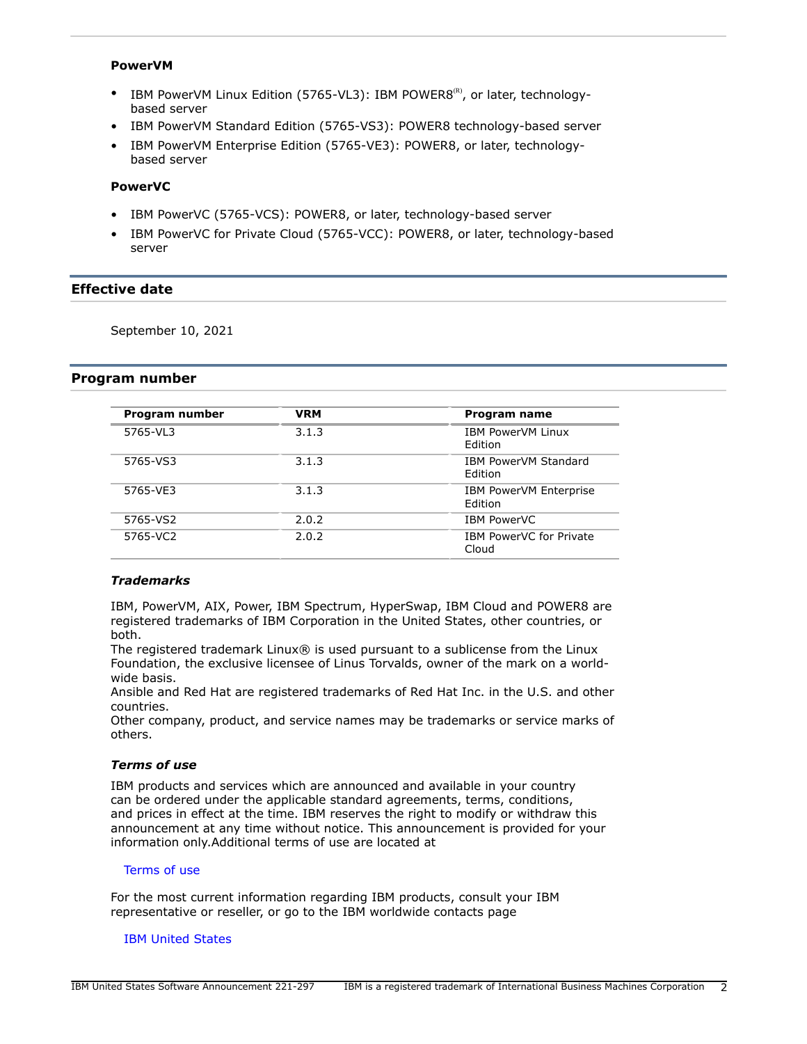**PowerVM**

- IBM PowerVM Linux Edition (5765-VL3): IBM POWER8(R), or later, technology-based server
- IBM PowerVM Standard Edition (5765-VS3): POWER8 technology-based server
- IBM PowerVM Enterprise Edition (5765-VE3): POWER8, or later, technology-based server

**PowerVC**

- IBM PowerVC (5765-VCS): POWER8, or later, technology-based server
- IBM PowerVC for Private Cloud (5765-VCC): POWER8, or later, technology-based server

## Effective date

September 10, 2021

## Program number

| Program number | VRM | Program name |
|---|---|---|
| 5765-VL3 | 3.1.3 | IBM PowerVM Linux Edition |
| 5765-VS3 | 3.1.3 | IBM PowerVM Standard Edition |
| 5765-VE3 | 3.1.3 | IBM PowerVM Enterprise Edition |
| 5765-VS2 | 2.0.2 | IBM PowerVC |
| 5765-VC2 | 2.0.2 | IBM PowerVC for Private Cloud |

***Trademarks***

IBM, PowerVM, AIX, Power, IBM Spectrum, HyperSwap, IBM Cloud and POWER8 are registered trademarks of IBM Corporation in the United States, other countries, or both.
The registered trademark Linux® is used pursuant to a sublicense from the Linux Foundation, the exclusive licensee of Linus Torvalds, owner of the mark on a world-wide basis.
Ansible and Red Hat are registered trademarks of Red Hat Inc. in the U.S. and other countries.
Other company, product, and service names may be trademarks or service marks of others.

***Terms of use***

IBM products and services which are announced and available in your country can be ordered under the applicable standard agreements, terms, conditions, and prices in effect at the time. IBM reserves the right to modify or withdraw this announcement at any time without notice. This announcement is provided for your information only.Additional terms of use are located at

Terms of use

For the most current information regarding IBM products, consult your IBM representative or reseller, or go to the IBM worldwide contacts page

IBM United States